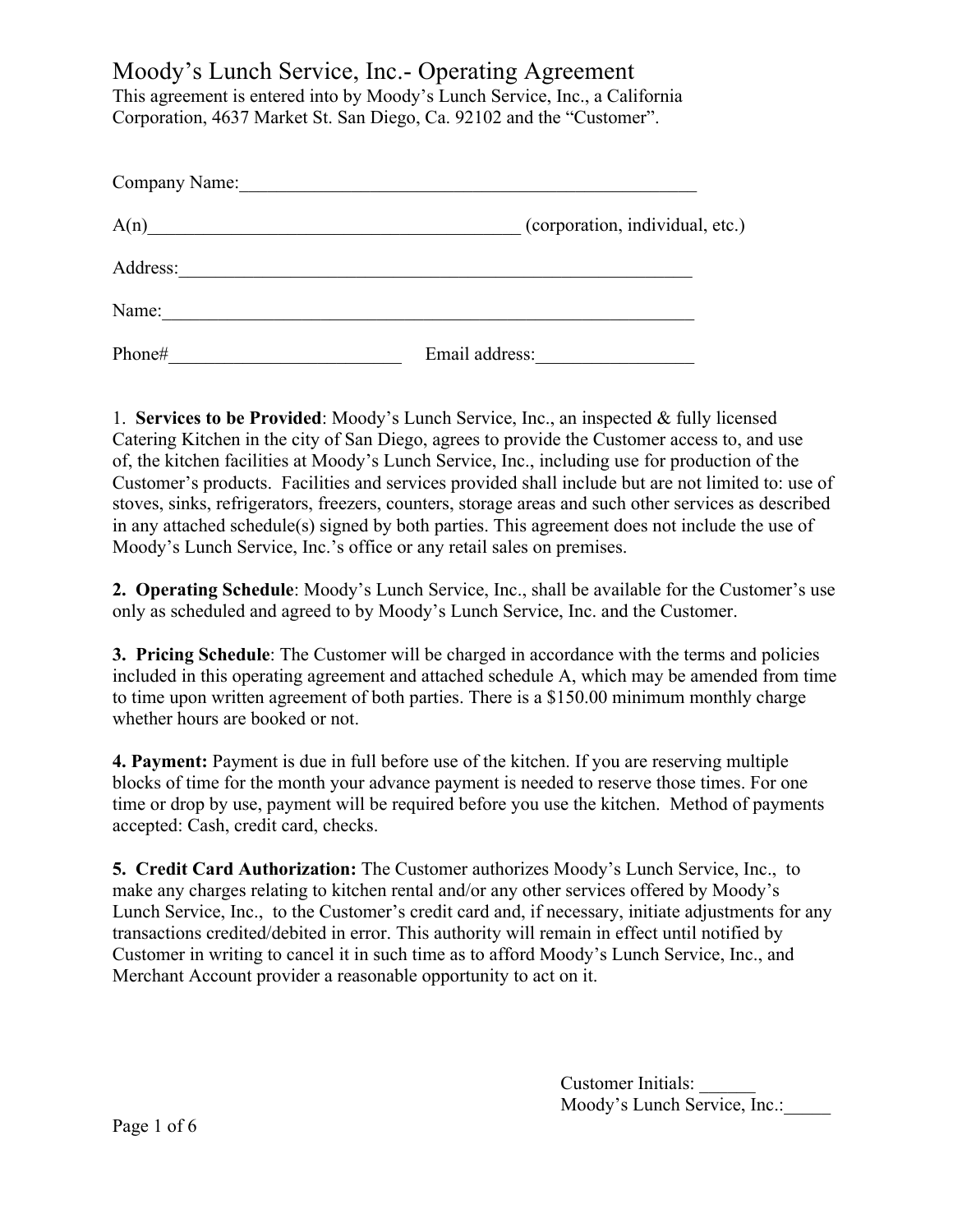# Moody's Lunch Service, Inc.- Operating Agreement

This agreement is entered into by Moody's Lunch Service, Inc., a California Corporation, 4637 Market St. San Diego, Ca. 92102 and the "Customer".

Company Name:\_\_\_\_\_\_\_\_\_\_\_\_\_\_\_\_\_\_\_\_\_\_\_\_\_\_\_\_\_\_\_\_\_\_\_\_\_\_\_\_\_\_\_\_\_\_\_\_\_\_

A(n)\_\_\_\_\_\_\_\_\_\_\_\_\_\_\_\_\_\_\_\_\_\_\_\_\_\_\_\_\_\_\_\_\_\_\_\_\_\_\_\_ (corporation, individual, etc.)

Address:\_\_\_\_\_\_\_\_\_\_\_\_\_\_\_\_\_\_\_\_\_\_\_\_\_\_\_\_\_\_\_\_\_\_\_\_\_\_\_\_\_\_\_\_\_\_\_\_\_\_\_\_\_\_\_

Name:\_\_\_\_\_\_\_\_\_\_\_\_\_\_\_\_\_\_\_\_\_\_\_\_\_\_\_\_\_\_\_\_\_\_\_\_\_\_\_\_\_\_\_\_\_\_\_\_\_\_\_\_\_\_\_\_\_\_

Phone#\_\_\_\_\_\_\_\_\_\_\_\_\_\_\_\_\_\_\_\_\_\_\_\_\_ Email address:\_\_\_\_\_\_\_\_\_\_\_\_\_\_\_\_\_

1. **Services to be Provided**: Moody's Lunch Service, Inc., an inspected & fully licensed Catering Kitchen in the city of San Diego, agrees to provide the Customer access to, and use of, the kitchen facilities at Moody's Lunch Service, Inc., including use for production of the Customer's products. Facilities and services provided shall include but are not limited to: use of stoves, sinks, refrigerators, freezers, counters, storage areas and such other services as described in any attached schedule(s) signed by both parties. This agreement does not include the use of Moody's Lunch Service, Inc.'s office or any retail sales on premises.

**2. Operating Schedule**: Moody's Lunch Service, Inc., shall be available for the Customer's use only as scheduled and agreed to by Moody's Lunch Service, Inc. and the Customer.

**3. Pricing Schedule**: The Customer will be charged in accordance with the terms and policies included in this operating agreement and attached schedule A, which may be amended from time to time upon written agreement of both parties. There is a $150.00 minimum monthly charge whether hours are booked or not.

**4. Payment:** Payment is due in full before use of the kitchen. If you are reserving multiple blocks of time for the month your advance payment is needed to reserve those times. For one time or drop by use, payment will be required before you use the kitchen. Method of payments accepted: Cash, credit card, checks.

**5. Credit Card Authorization:** The Customer authorizes Moody's Lunch Service, Inc., to make any charges relating to kitchen rental and/or any other services offered by Moody's Lunch Service, Inc., to the Customer's credit card and, if necessary, initiate adjustments for any transactions credited/debited in error. This authority will remain in effect until notified by Customer in writing to cancel it in such time as to afford Moody's Lunch Service, Inc., and Merchant Account provider a reasonable opportunity to act on it.

Customer Initials: \_\_\_\_\_\_
Moody's Lunch Service, Inc.:\_\_\_\_\_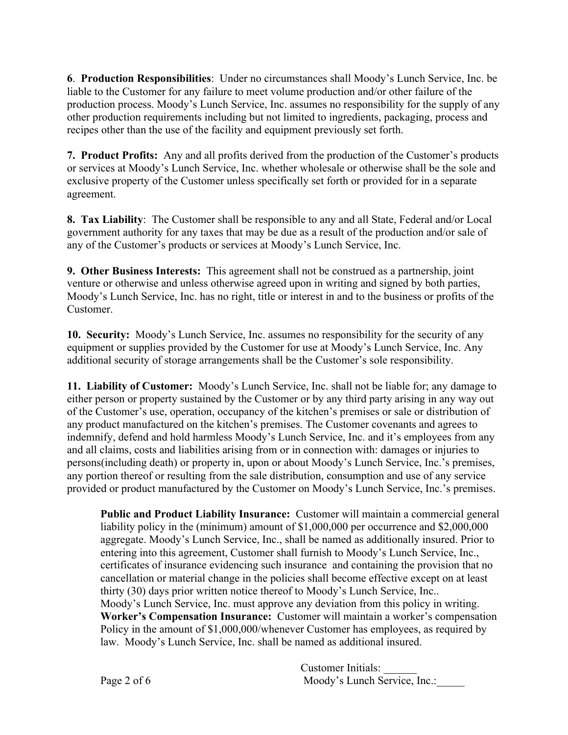**6**. **Production Responsibilities**: Under no circumstances shall Moody's Lunch Service, Inc. be liable to the Customer for any failure to meet volume production and/or other failure of the production process. Moody's Lunch Service, Inc. assumes no responsibility for the supply of any other production requirements including but not limited to ingredients, packaging, process and recipes other than the use of the facility and equipment previously set forth.

**7. Product Profits:** Any and all profits derived from the production of the Customer's products or services at Moody's Lunch Service, Inc. whether wholesale or otherwise shall be the sole and exclusive property of the Customer unless specifically set forth or provided for in a separate agreement.

**8. Tax Liability**: The Customer shall be responsible to any and all State, Federal and/or Local government authority for any taxes that may be due as a result of the production and/or sale of any of the Customer's products or services at Moody's Lunch Service, Inc.

**9. Other Business Interests:** This agreement shall not be construed as a partnership, joint venture or otherwise and unless otherwise agreed upon in writing and signed by both parties, Moody's Lunch Service, Inc. has no right, title or interest in and to the business or profits of the Customer.

**10. Security:** Moody's Lunch Service, Inc. assumes no responsibility for the security of any equipment or supplies provided by the Customer for use at Moody's Lunch Service, Inc. Any additional security of storage arrangements shall be the Customer's sole responsibility.

**11. Liability of Customer:** Moody's Lunch Service, Inc. shall not be liable for; any damage to either person or property sustained by the Customer or by any third party arising in any way out of the Customer's use, operation, occupancy of the kitchen's premises or sale or distribution of any product manufactured on the kitchen's premises. The Customer covenants and agrees to indemnify, defend and hold harmless Moody's Lunch Service, Inc. and it's employees from any and all claims, costs and liabilities arising from or in connection with: damages or injuries to persons(including death) or property in, upon or about Moody's Lunch Service, Inc.'s premises, any portion thereof or resulting from the sale distribution, consumption and use of any service provided or product manufactured by the Customer on Moody's Lunch Service, Inc.'s premises.

> **Public and Product Liability Insurance:** Customer will maintain a commercial general liability policy in the (minimum) amount of $1,000,000 per occurrence and $2,000,000 aggregate. Moody's Lunch Service, Inc., shall be named as additionally insured. Prior to entering into this agreement, Customer shall furnish to Moody's Lunch Service, Inc., certificates of insurance evidencing such insurance and containing the provision that no cancellation or material change in the policies shall become effective except on at least thirty (30) days prior written notice thereof to Moody's Lunch Service, Inc.. Moody's Lunch Service, Inc. must approve any deviation from this policy in writing.
> **Worker's Compensation Insurance:** Customer will maintain a worker's compensation Policy in the amount of $1,000,000/whenever Customer has employees, as required by law. Moody's Lunch Service, Inc. shall be named as additional insured.

Customer Initials: ______
Moody's Lunch Service, Inc.:_____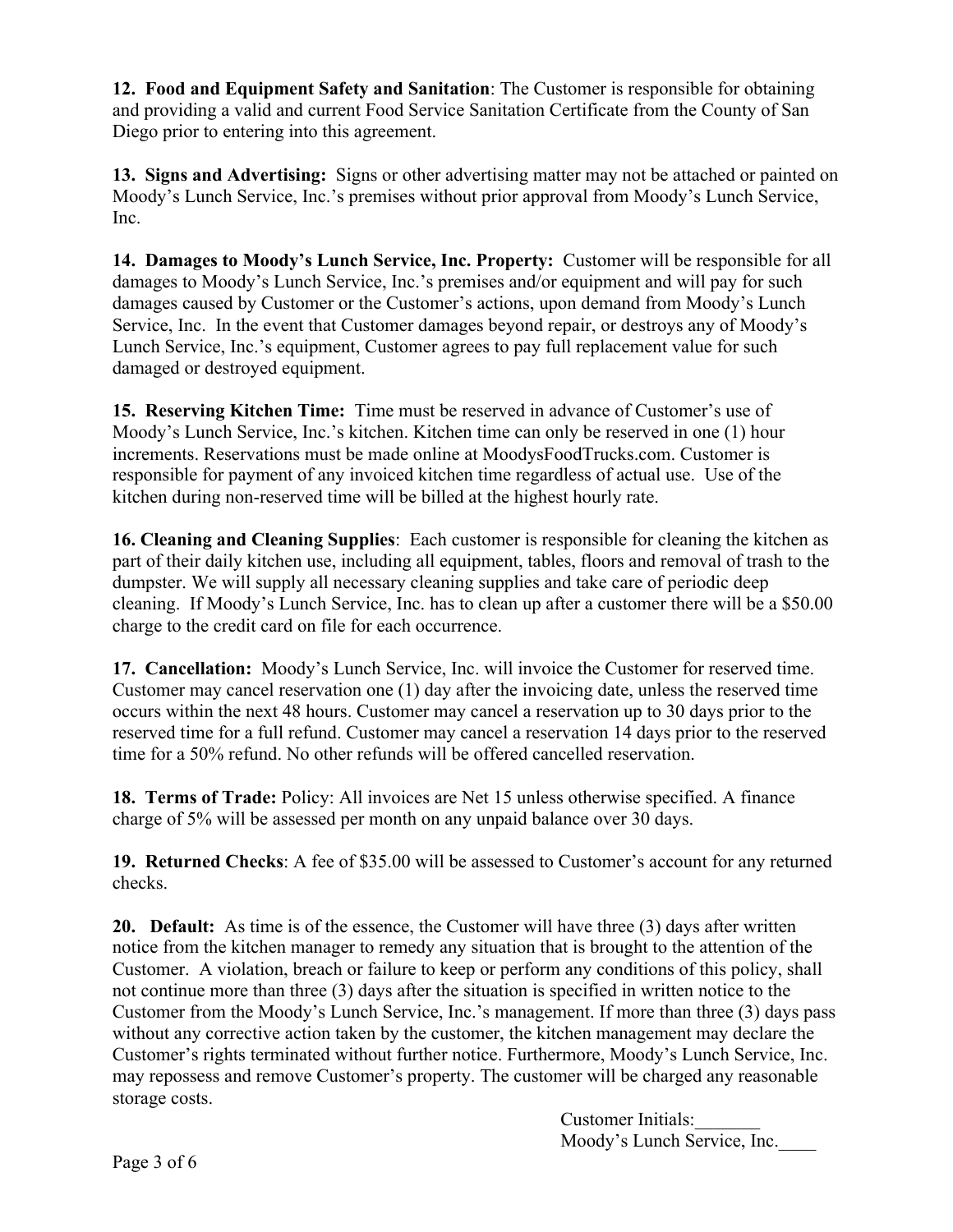**12. Food and Equipment Safety and Sanitation**: The Customer is responsible for obtaining and providing a valid and current Food Service Sanitation Certificate from the County of San Diego prior to entering into this agreement.

**13. Signs and Advertising:** Signs or other advertising matter may not be attached or painted on Moody's Lunch Service, Inc.'s premises without prior approval from Moody's Lunch Service, Inc.

**14. Damages to Moody's Lunch Service, Inc. Property:** Customer will be responsible for all damages to Moody's Lunch Service, Inc.'s premises and/or equipment and will pay for such damages caused by Customer or the Customer's actions, upon demand from Moody's Lunch Service, Inc. In the event that Customer damages beyond repair, or destroys any of Moody's Lunch Service, Inc.'s equipment, Customer agrees to pay full replacement value for such damaged or destroyed equipment.

**15. Reserving Kitchen Time:** Time must be reserved in advance of Customer's use of Moody's Lunch Service, Inc.'s kitchen. Kitchen time can only be reserved in one (1) hour increments. Reservations must be made online at MoodysFoodTrucks.com. Customer is responsible for payment of any invoiced kitchen time regardless of actual use. Use of the kitchen during non-reserved time will be billed at the highest hourly rate.

**16. Cleaning and Cleaning Supplies**: Each customer is responsible for cleaning the kitchen as part of their daily kitchen use, including all equipment, tables, floors and removal of trash to the dumpster. We will supply all necessary cleaning supplies and take care of periodic deep cleaning. If Moody's Lunch Service, Inc. has to clean up after a customer there will be a $50.00 charge to the credit card on file for each occurrence.

**17. Cancellation:** Moody's Lunch Service, Inc. will invoice the Customer for reserved time. Customer may cancel reservation one (1) day after the invoicing date, unless the reserved time occurs within the next 48 hours. Customer may cancel a reservation up to 30 days prior to the reserved time for a full refund. Customer may cancel a reservation 14 days prior to the reserved time for a 50% refund. No other refunds will be offered cancelled reservation.

**18. Terms of Trade:** Policy: All invoices are Net 15 unless otherwise specified. A finance charge of 5% will be assessed per month on any unpaid balance over 30 days.

**19. Returned Checks**: A fee of $35.00 will be assessed to Customer's account for any returned checks.

**20. Default:** As time is of the essence, the Customer will have three (3) days after written notice from the kitchen manager to remedy any situation that is brought to the attention of the Customer. A violation, breach or failure to keep or perform any conditions of this policy, shall not continue more than three (3) days after the situation is specified in written notice to the Customer from the Moody's Lunch Service, Inc.'s management. If more than three (3) days pass without any corrective action taken by the customer, the kitchen management may declare the Customer's rights terminated without further notice. Furthermore, Moody's Lunch Service, Inc. may repossess and remove Customer's property. The customer will be charged any reasonable storage costs.

Customer Initials:_______
Moody's Lunch Service, Inc.____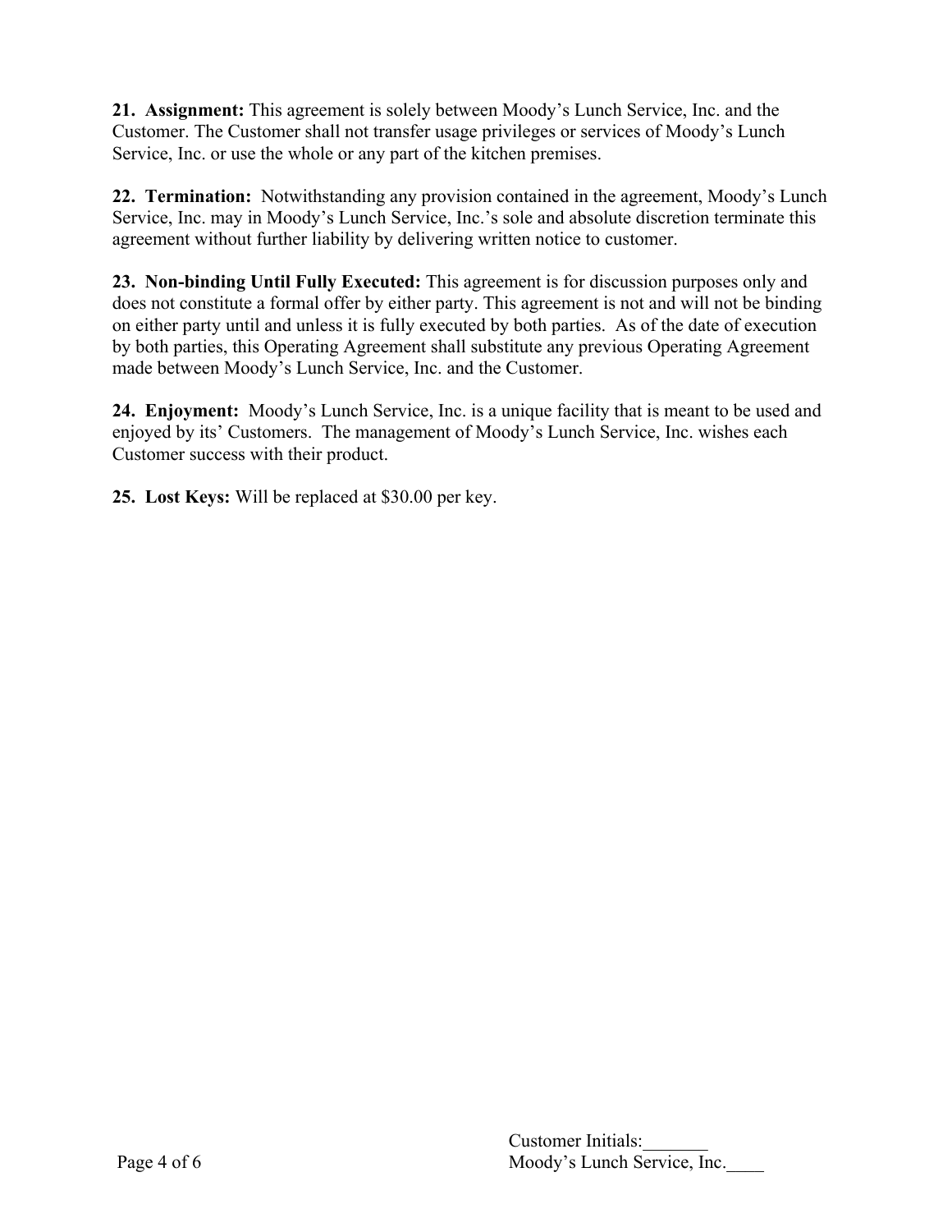**21. Assignment:** This agreement is solely between Moody's Lunch Service, Inc. and the Customer. The Customer shall not transfer usage privileges or services of Moody's Lunch Service, Inc. or use the whole or any part of the kitchen premises.

**22. Termination:** Notwithstanding any provision contained in the agreement, Moody's Lunch Service, Inc. may in Moody's Lunch Service, Inc.'s sole and absolute discretion terminate this agreement without further liability by delivering written notice to customer.

**23. Non-binding Until Fully Executed:** This agreement is for discussion purposes only and does not constitute a formal offer by either party. This agreement is not and will not be binding on either party until and unless it is fully executed by both parties. As of the date of execution by both parties, this Operating Agreement shall substitute any previous Operating Agreement made between Moody's Lunch Service, Inc. and the Customer.

**24. Enjoyment:** Moody's Lunch Service, Inc. is a unique facility that is meant to be used and enjoyed by its' Customers. The management of Moody's Lunch Service, Inc. wishes each Customer success with their product.

**25. Lost Keys:** Will be replaced at $30.00 per key.

Customer Initials:_______
Moody's Lunch Service, Inc.____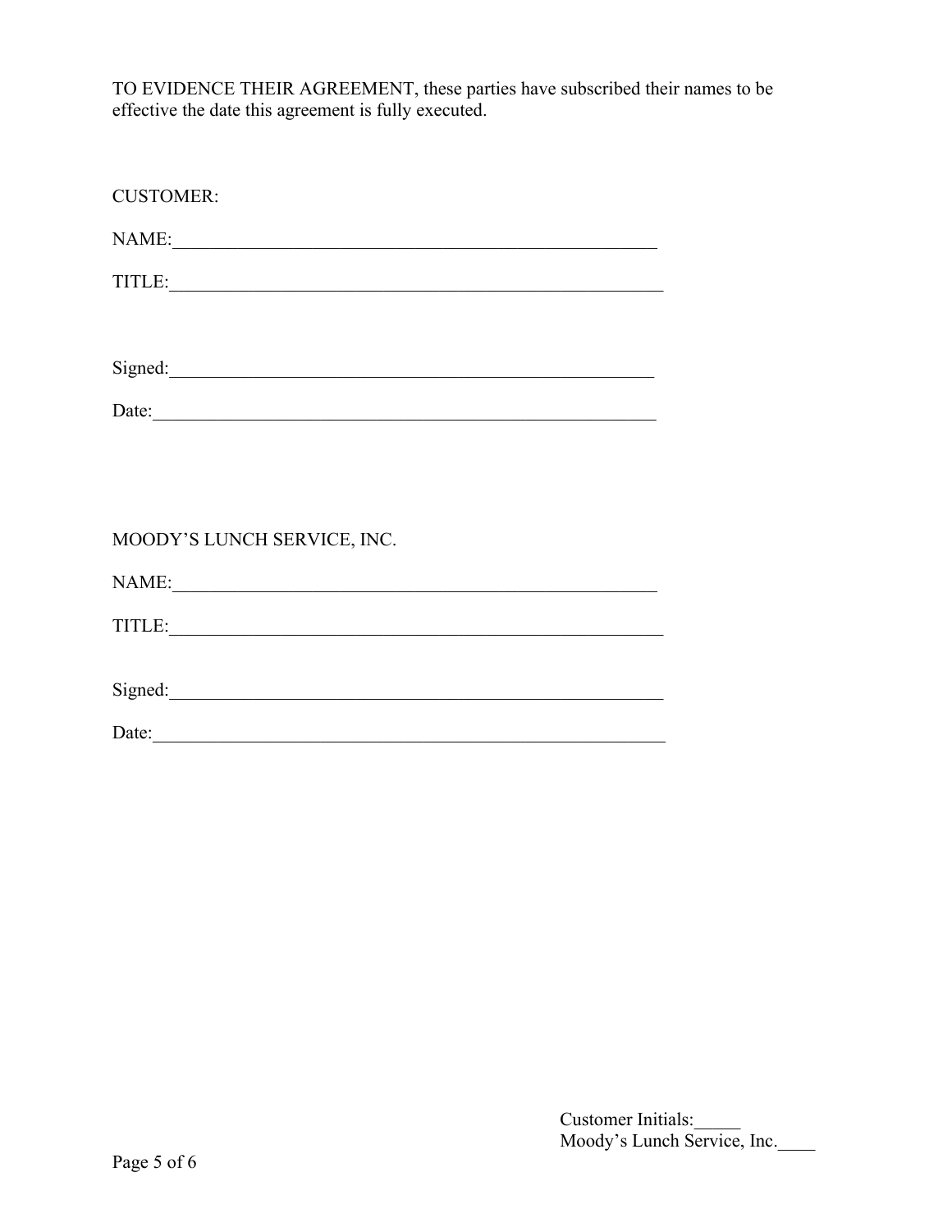TO EVIDENCE THEIR AGREEMENT, these parties have subscribed their names to be effective the date this agreement is fully executed.

CUSTOMER:

NAME:\_\_\_\_\_\_\_\_\_\_\_\_\_\_\_\_\_\_\_\_\_\_\_\_\_\_\_\_\_\_\_\_\_\_\_\_\_\_\_\_\_\_\_\_\_\_\_\_\_\_\_\_

TITLE:\_\_\_\_\_\_\_\_\_\_\_\_\_\_\_\_\_\_\_\_\_\_\_\_\_\_\_\_\_\_\_\_\_\_\_\_\_\_\_\_\_\_\_\_\_\_\_\_\_\_\_\_

Signed:\_\_\_\_\_\_\_\_\_\_\_\_\_\_\_\_\_\_\_\_\_\_\_\_\_\_\_\_\_\_\_\_\_\_\_\_\_\_\_\_\_\_\_\_\_\_\_\_\_\_\_\_

Date:\_\_\_\_\_\_\_\_\_\_\_\_\_\_\_\_\_\_\_\_\_\_\_\_\_\_\_\_\_\_\_\_\_\_\_\_\_\_\_\_\_\_\_\_\_\_\_\_\_\_\_\_

MOODY'S LUNCH SERVICE, INC.

NAME:\_\_\_\_\_\_\_\_\_\_\_\_\_\_\_\_\_\_\_\_\_\_\_\_\_\_\_\_\_\_\_\_\_\_\_\_\_\_\_\_\_\_\_\_\_\_\_\_\_\_\_\_

TITLE:\_\_\_\_\_\_\_\_\_\_\_\_\_\_\_\_\_\_\_\_\_\_\_\_\_\_\_\_\_\_\_\_\_\_\_\_\_\_\_\_\_\_\_\_\_\_\_\_\_\_\_\_

Signed:\_\_\_\_\_\_\_\_\_\_\_\_\_\_\_\_\_\_\_\_\_\_\_\_\_\_\_\_\_\_\_\_\_\_\_\_\_\_\_\_\_\_\_\_\_\_\_\_\_\_\_\_

Date:\_\_\_\_\_\_\_\_\_\_\_\_\_\_\_\_\_\_\_\_\_\_\_\_\_\_\_\_\_\_\_\_\_\_\_\_\_\_\_\_\_\_\_\_\_\_\_\_\_\_\_\_

Customer Initials:\_\_\_\_\_
Moody's Lunch Service, Inc.\_\_\_\_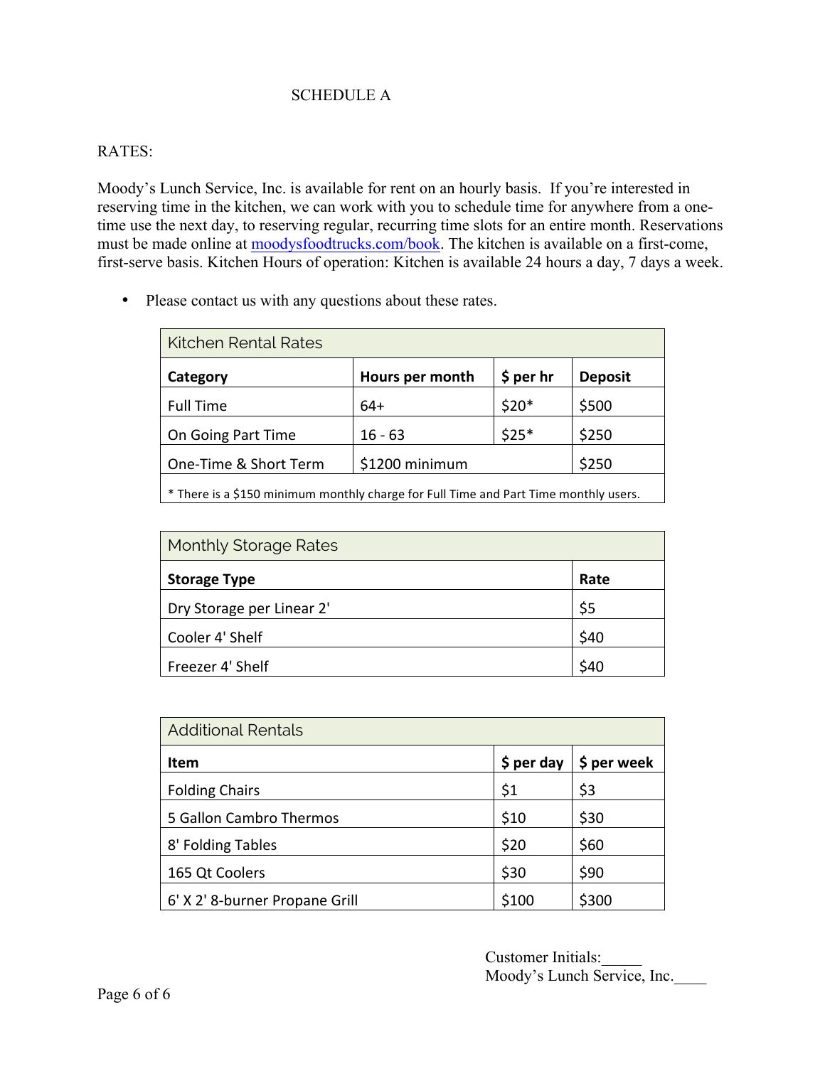# SCHEDULE A

RATES:

Moody's Lunch Service, Inc. is available for rent on an hourly basis. If you're interested in reserving time in the kitchen, we can work with you to schedule time for anywhere from a one-time use the next day, to reserving regular, recurring time slots for an entire month. Reservations must be made online at [moodysfoodtrucks.com/book](moodysfoodtrucks.com/book). The kitchen is available on a first-come, first-serve basis. Kitchen Hours of operation: Kitchen is available 24 hours a day, 7 days a week.

- Please contact us with any questions about these rates.

| Kitchen Rental Rates | | | |
|---|---|---|---|
| **Category** | **Hours per month** | **$ per hr** | **Deposit** |
| Full Time | 64+ | $20* | $500 |
| On Going Part Time | 16 - 63 | $25* | $250 |
| One-Time & Short Term | $1200 minimum | | $250 |
| * There is a $150 minimum monthly charge for Full Time and Part Time monthly users. | | | |

| Monthly Storage Rates | |
|---|---|
| **Storage Type** | **Rate** |
| Dry Storage per Linear 2' | $5 |
| Cooler 4' Shelf | $40 |
| Freezer 4' Shelf | $40 |

| Additional Rentals | | |
|---|---|---|
| **Item** | **$ per day** | **$ per week** |
| Folding Chairs | $1 | $3 |
| 5 Gallon Cambro Thermos | $10 | $30 |
| 8' Folding Tables | $20 | $60 |
| 165 Qt Coolers | $30 | $90 |
| 6' X 2' 8-burner Propane Grill | $100 | $300 |

Customer Initials:_____
Moody's Lunch Service, Inc.____